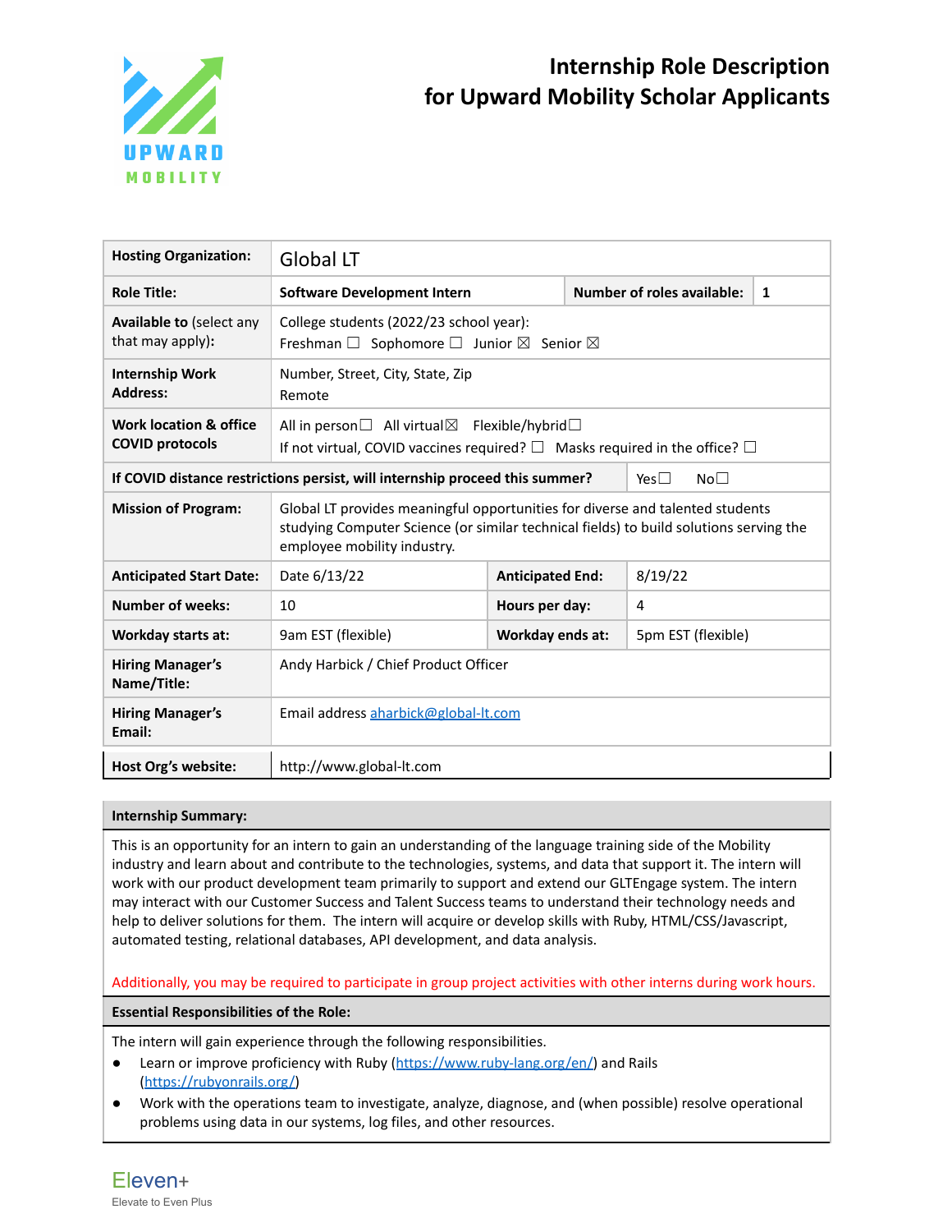# Internship Role Description for Upward Mobility Scholar Applicants

| **Hosting Organization:** | Global LT | | |
|---|---|---|---|
| **Role Title:** | **Software Development Intern** | **Number of roles available:** | **1** |
| **Available to** (select any that may apply): | College students (2022/23 school year): Freshman ☐ Sophomore ☐ Junior ☒ Senior ☒ | | |
| **Internship Work Address:** | Number, Street, City, State, Zip Remote | | |
| **Work location & office COVID protocols** | All in person☐ All virtual☒ Flexible/hybrid☐ If not virtual, COVID vaccines required? ☐ Masks required in the office? ☐ | | |
| **If COVID distance restrictions persist, will internship proceed this summer?** | | Yes☐ No☐ | |
| **Mission of Program:** | Global LT provides meaningful opportunities for diverse and talented students studying Computer Science (or similar technical fields) to build solutions serving the employee mobility industry. | | |
| **Anticipated Start Date:** | Date 6/13/22 | **Anticipated End:** | 8/19/22 |
| **Number of weeks:** | 10 | **Hours per day:** | 4 |
| **Workday starts at:** | 9am EST (flexible) | **Workday ends at:** | 5pm EST (flexible) |
| **Hiring Manager's Name/Title:** | Andy Harbick / Chief Product Officer | | |
| **Hiring Manager's Email:** | Email address aharbick@global-lt.com | | |
| **Host Org's website:** | http://www.global-lt.com | | |

**Internship Summary:**

This is an opportunity for an intern to gain an understanding of the language training side of the Mobility industry and learn about and contribute to the technologies, systems, and data that support it. The intern will work with our product development team primarily to support and extend our GLTEngage system. The intern may interact with our Customer Success and Talent Success teams to understand their technology needs and help to deliver solutions for them. The intern will acquire or develop skills with Ruby, HTML/CSS/Javascript, automated testing, relational databases, API development, and data analysis.

Additionally, you may be required to participate in group project activities with other interns during work hours.

**Essential Responsibilities of the Role:**

The intern will gain experience through the following responsibilities.

- Learn or improve proficiency with Ruby (https://www.ruby-lang.org/en/) and Rails (https://rubyonrails.org/)
- Work with the operations team to investigate, analyze, diagnose, and (when possible) resolve operational problems using data in our systems, log files, and other resources.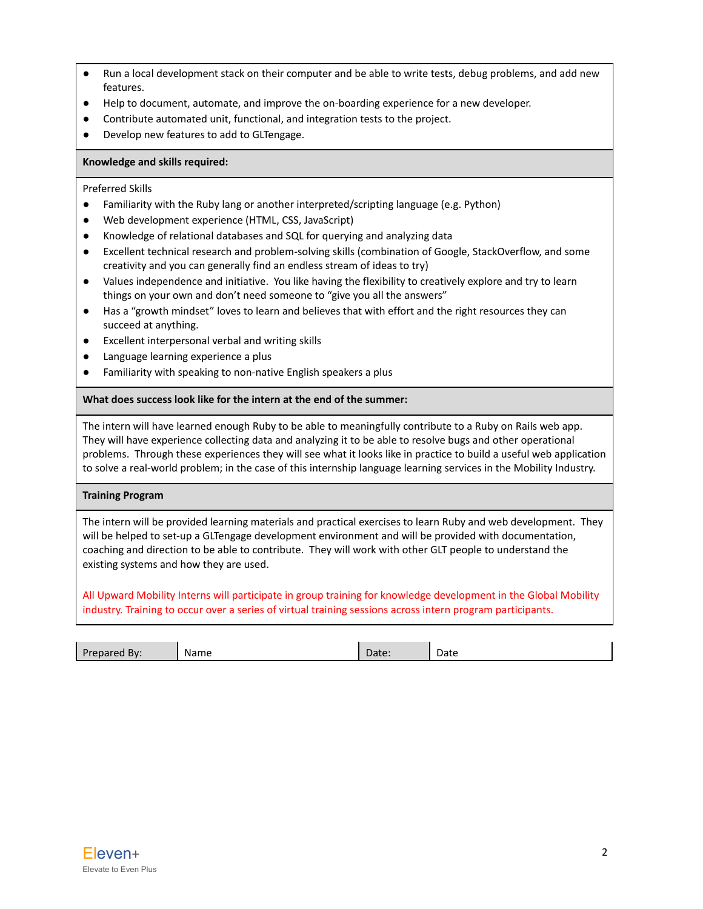- Run a local development stack on their computer and be able to write tests, debug problems, and add new features.
- Help to document, automate, and improve the on-boarding experience for a new developer.
- Contribute automated unit, functional, and integration tests to the project.
- Develop new features to add to GLTengage.

**Knowledge and skills required:**

Preferred Skills

- Familiarity with the Ruby lang or another interpreted/scripting language (e.g. Python)
- Web development experience (HTML, CSS, JavaScript)
- Knowledge of relational databases and SQL for querying and analyzing data
- Excellent technical research and problem-solving skills (combination of Google, StackOverflow, and some creativity and you can generally find an endless stream of ideas to try)
- Values independence and initiative. You like having the flexibility to creatively explore and try to learn things on your own and don't need someone to "give you all the answers"
- Has a "growth mindset" loves to learn and believes that with effort and the right resources they can succeed at anything.
- Excellent interpersonal verbal and writing skills
- Language learning experience a plus
- Familiarity with speaking to non-native English speakers a plus

**What does success look like for the intern at the end of the summer:**

The intern will have learned enough Ruby to be able to meaningfully contribute to a Ruby on Rails web app. They will have experience collecting data and analyzing it to be able to resolve bugs and other operational problems. Through these experiences they will see what it looks like in practice to build a useful web application to solve a real-world problem; in the case of this internship language learning services in the Mobility Industry.

**Training Program**

The intern will be provided learning materials and practical exercises to learn Ruby and web development. They will be helped to set-up a GLTengage development environment and will be provided with documentation, coaching and direction to be able to contribute. They will work with other GLT people to understand the existing systems and how they are used.

All Upward Mobility Interns will participate in group training for knowledge development in the Global Mobility industry. Training to occur over a series of virtual training sessions across intern program participants.

| | | | |
|---|---|---|---|
| Prepared By: | Name | Date: | Date |